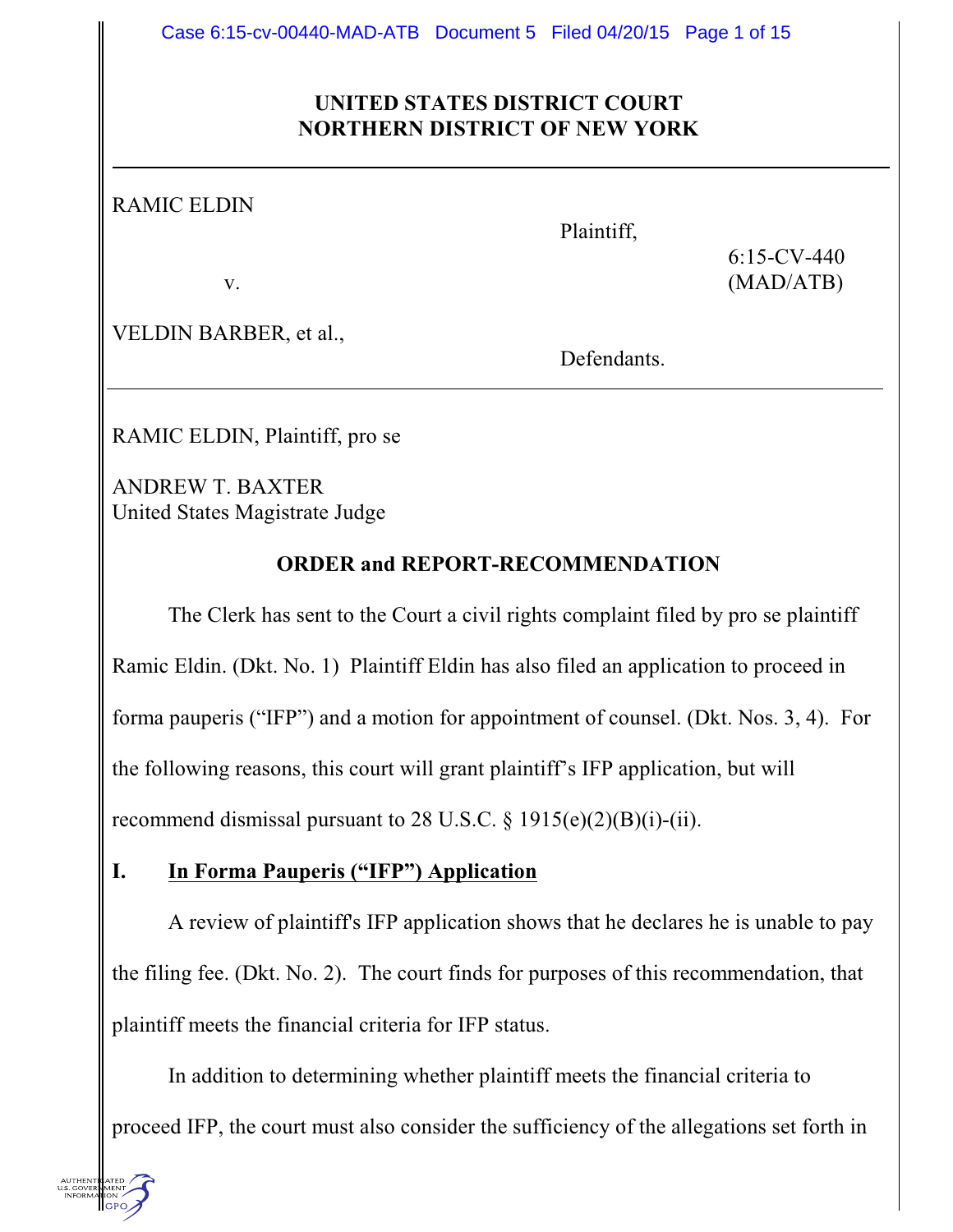**UNITED STATES DISTRICT COURT**
**NORTHERN DISTRICT OF NEW YORK**

---

RAMIC ELDIN

Plaintiff,

v.

6:15-CV-440 (MAD/ATB)

VELDIN BARBER, et al.,

Defendants.

---

RAMIC ELDIN, Plaintiff, pro se

ANDREW T. BAXTER
United States Magistrate Judge

**ORDER and REPORT-RECOMMENDATION**

The Clerk has sent to the Court a civil rights complaint filed by pro se plaintiff Ramic Eldin. (Dkt. No. 1) Plaintiff Eldin has also filed an application to proceed in forma pauperis ("IFP") and a motion for appointment of counsel. (Dkt. Nos. 3, 4). For the following reasons, this court will grant plaintiff's IFP application, but will recommend dismissal pursuant to 28 U.S.C. § 1915(e)(2)(B)(i)-(ii).

## I. <u>In Forma Pauperis ("IFP") Application</u>

A review of plaintiff's IFP application shows that he declares he is unable to pay the filing fee. (Dkt. No. 2). The court finds for purposes of this recommendation, that plaintiff meets the financial criteria for IFP status.

In addition to determining whether plaintiff meets the financial criteria to proceed IFP, the court must also consider the sufficiency of the allegations set forth in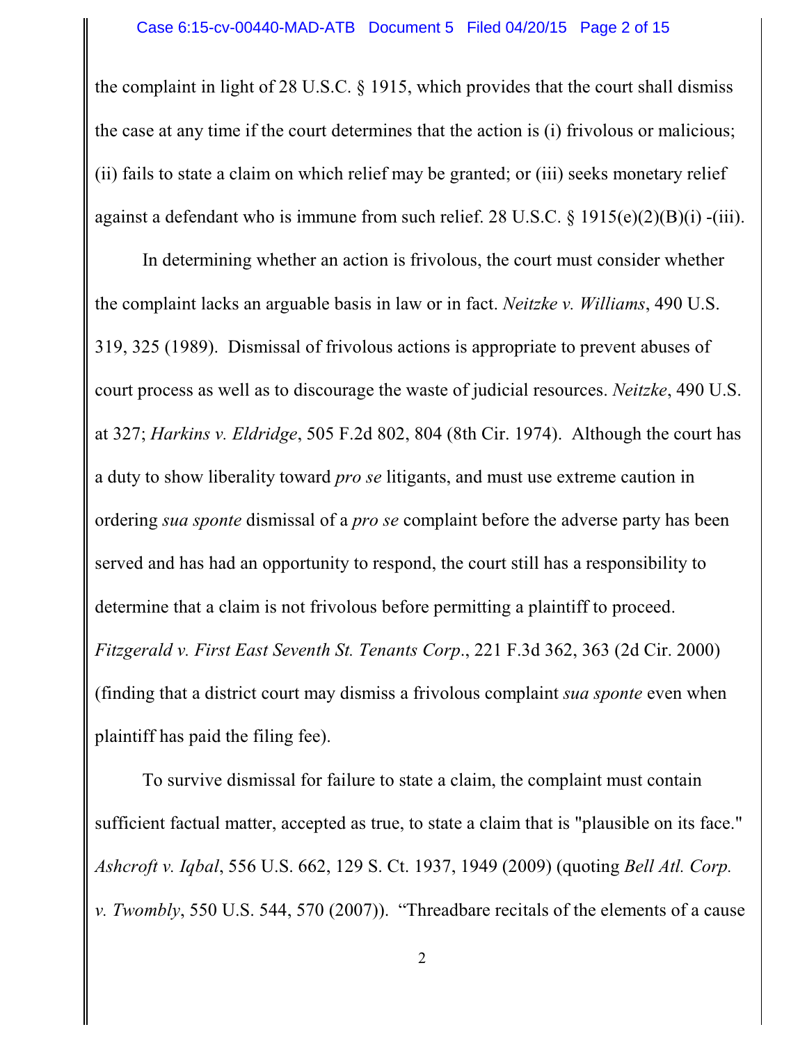the complaint in light of 28 U.S.C. § 1915, which provides that the court shall dismiss the case at any time if the court determines that the action is (i) frivolous or malicious; (ii) fails to state a claim on which relief may be granted; or (iii) seeks monetary relief against a defendant who is immune from such relief. 28 U.S.C. § 1915(e)(2)(B)(i) -(iii).

In determining whether an action is frivolous, the court must consider whether the complaint lacks an arguable basis in law or in fact. *Neitzke v. Williams*, 490 U.S. 319, 325 (1989). Dismissal of frivolous actions is appropriate to prevent abuses of court process as well as to discourage the waste of judicial resources. *Neitzke*, 490 U.S. at 327; *Harkins v. Eldridge*, 505 F.2d 802, 804 (8th Cir. 1974). Although the court has a duty to show liberality toward *pro se* litigants, and must use extreme caution in ordering *sua sponte* dismissal of a *pro se* complaint before the adverse party has been served and has had an opportunity to respond, the court still has a responsibility to determine that a claim is not frivolous before permitting a plaintiff to proceed. *Fitzgerald v. First East Seventh St. Tenants Corp*., 221 F.3d 362, 363 (2d Cir. 2000) (finding that a district court may dismiss a frivolous complaint *sua sponte* even when plaintiff has paid the filing fee).

To survive dismissal for failure to state a claim, the complaint must contain sufficient factual matter, accepted as true, to state a claim that is "plausible on its face." *Ashcroft v. Iqbal*, 556 U.S. 662, 129 S. Ct. 1937, 1949 (2009) (quoting *Bell Atl. Corp. v. Twombly*, 550 U.S. 544, 570 (2007)). "Threadbare recitals of the elements of a cause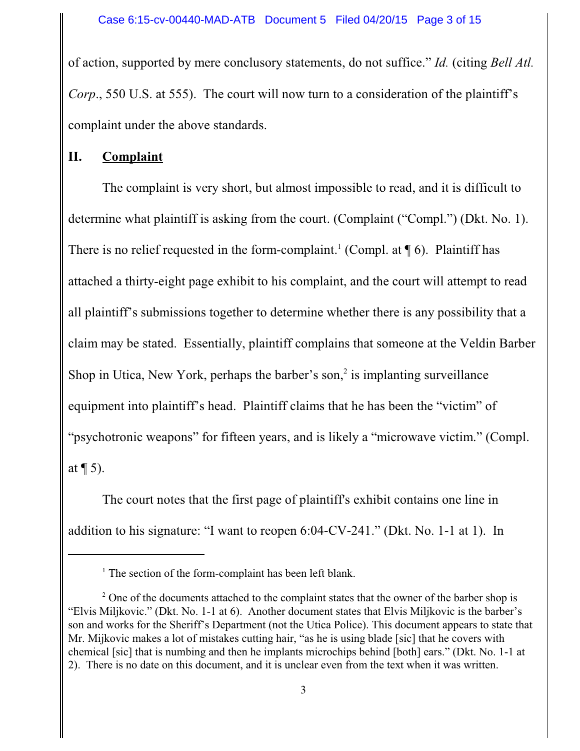of action, supported by mere conclusory statements, do not suffice." *Id.* (citing *Bell Atl. Corp.*, 550 U.S. at 555). The court will now turn to a consideration of the plaintiff's complaint under the above standards.

## II. **Complaint**

The complaint is very short, but almost impossible to read, and it is difficult to determine what plaintiff is asking from the court. (Complaint ("Compl.") (Dkt. No. 1). There is no relief requested in the form-complaint.[1] (Compl. at ¶ 6). Plaintiff has attached a thirty-eight page exhibit to his complaint, and the court will attempt to read all plaintiff's submissions together to determine whether there is any possibility that a claim may be stated. Essentially, plaintiff complains that someone at the Veldin Barber Shop in Utica, New York, perhaps the barber's son,[2] is implanting surveillance equipment into plaintiff's head. Plaintiff claims that he has been the "victim" of "psychotronic weapons" for fifteen years, and is likely a "microwave victim." (Compl. at ¶ 5).

The court notes that the first page of plaintiff's exhibit contains one line in addition to his signature: "I want to reopen 6:04-CV-241." (Dkt. No. 1-1 at 1). In

---

[1] The section of the form-complaint has been left blank.

[2] One of the documents attached to the complaint states that the owner of the barber shop is "Elvis Miljkovic." (Dkt. No. 1-1 at 6). Another document states that Elvis Miljkovic is the barber's son and works for the Sheriff's Department (not the Utica Police). This document appears to state that Mr. Mijkovic makes a lot of mistakes cutting hair, "as he is using blade [sic] that he covers with chemical [sic] that is numbing and then he implants microchips behind [both] ears." (Dkt. No. 1-1 at 2). There is no date on this document, and it is unclear even from the text when it was written.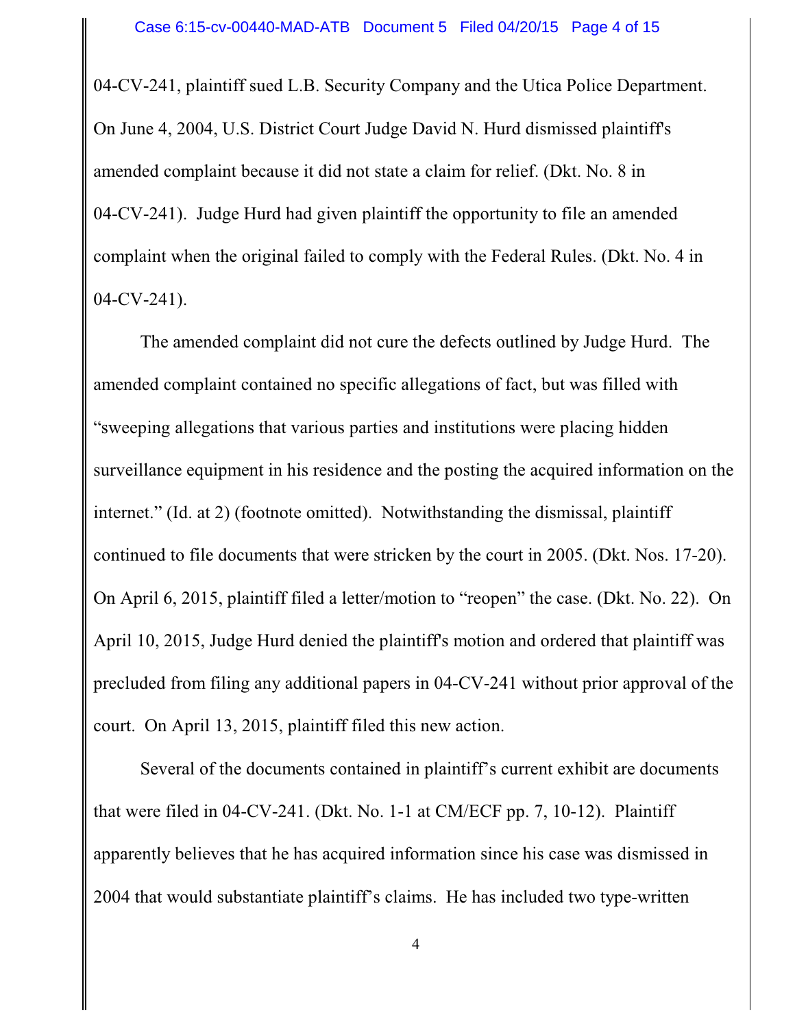04-CV-241, plaintiff sued L.B. Security Company and the Utica Police Department. On June 4, 2004, U.S. District Court Judge David N. Hurd dismissed plaintiff's amended complaint because it did not state a claim for relief. (Dkt. No. 8 in 04-CV-241). Judge Hurd had given plaintiff the opportunity to file an amended complaint when the original failed to comply with the Federal Rules. (Dkt. No. 4 in 04-CV-241).

The amended complaint did not cure the defects outlined by Judge Hurd. The amended complaint contained no specific allegations of fact, but was filled with "sweeping allegations that various parties and institutions were placing hidden surveillance equipment in his residence and the posting the acquired information on the internet." (Id. at 2) (footnote omitted). Notwithstanding the dismissal, plaintiff continued to file documents that were stricken by the court in 2005. (Dkt. Nos. 17-20). On April 6, 2015, plaintiff filed a letter/motion to "reopen" the case. (Dkt. No. 22). On April 10, 2015, Judge Hurd denied the plaintiff's motion and ordered that plaintiff was precluded from filing any additional papers in 04-CV-241 without prior approval of the court. On April 13, 2015, plaintiff filed this new action.

Several of the documents contained in plaintiff's current exhibit are documents that were filed in 04-CV-241. (Dkt. No. 1-1 at CM/ECF pp. 7, 10-12). Plaintiff apparently believes that he has acquired information since his case was dismissed in 2004 that would substantiate plaintiff's claims. He has included two type-written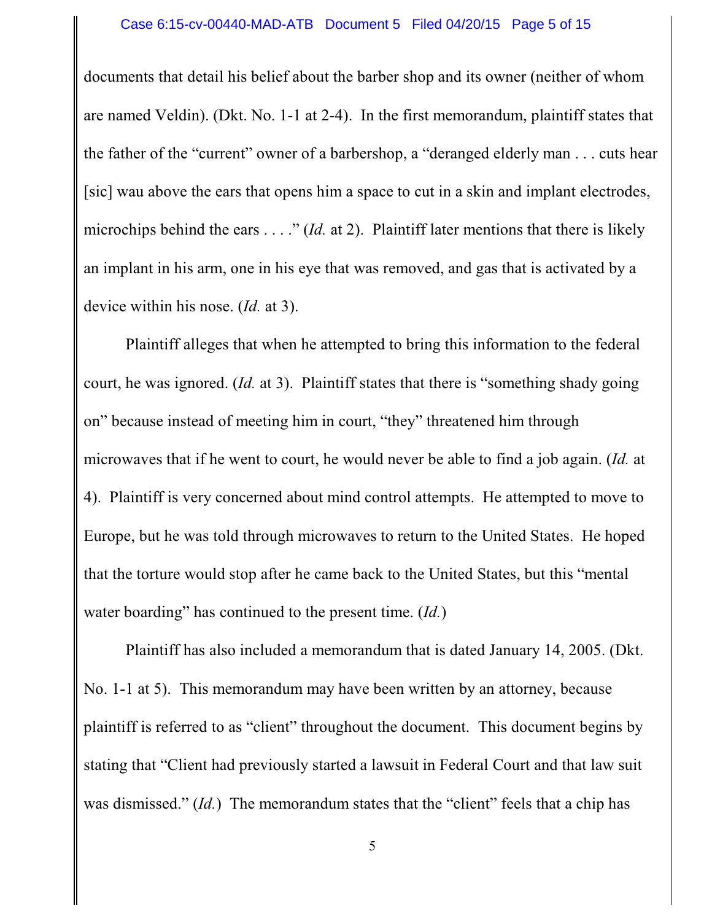documents that detail his belief about the barber shop and its owner (neither of whom are named Veldin). (Dkt. No. 1-1 at 2-4). In the first memorandum, plaintiff states that the father of the "current" owner of a barbershop, a "deranged elderly man . . . cuts hear [sic] wau above the ears that opens him a space to cut in a skin and implant electrodes, microchips behind the ears . . . ." (*Id.* at 2). Plaintiff later mentions that there is likely an implant in his arm, one in his eye that was removed, and gas that is activated by a device within his nose. (*Id.* at 3).

Plaintiff alleges that when he attempted to bring this information to the federal court, he was ignored. (*Id.* at 3). Plaintiff states that there is "something shady going on" because instead of meeting him in court, "they" threatened him through microwaves that if he went to court, he would never be able to find a job again. (*Id.* at 4). Plaintiff is very concerned about mind control attempts. He attempted to move to Europe, but he was told through microwaves to return to the United States. He hoped that the torture would stop after he came back to the United States, but this "mental water boarding" has continued to the present time. (*Id.*)

Plaintiff has also included a memorandum that is dated January 14, 2005. (Dkt. No. 1-1 at 5). This memorandum may have been written by an attorney, because plaintiff is referred to as "client" throughout the document. This document begins by stating that "Client had previously started a lawsuit in Federal Court and that law suit was dismissed." (*Id.*) The memorandum states that the "client" feels that a chip has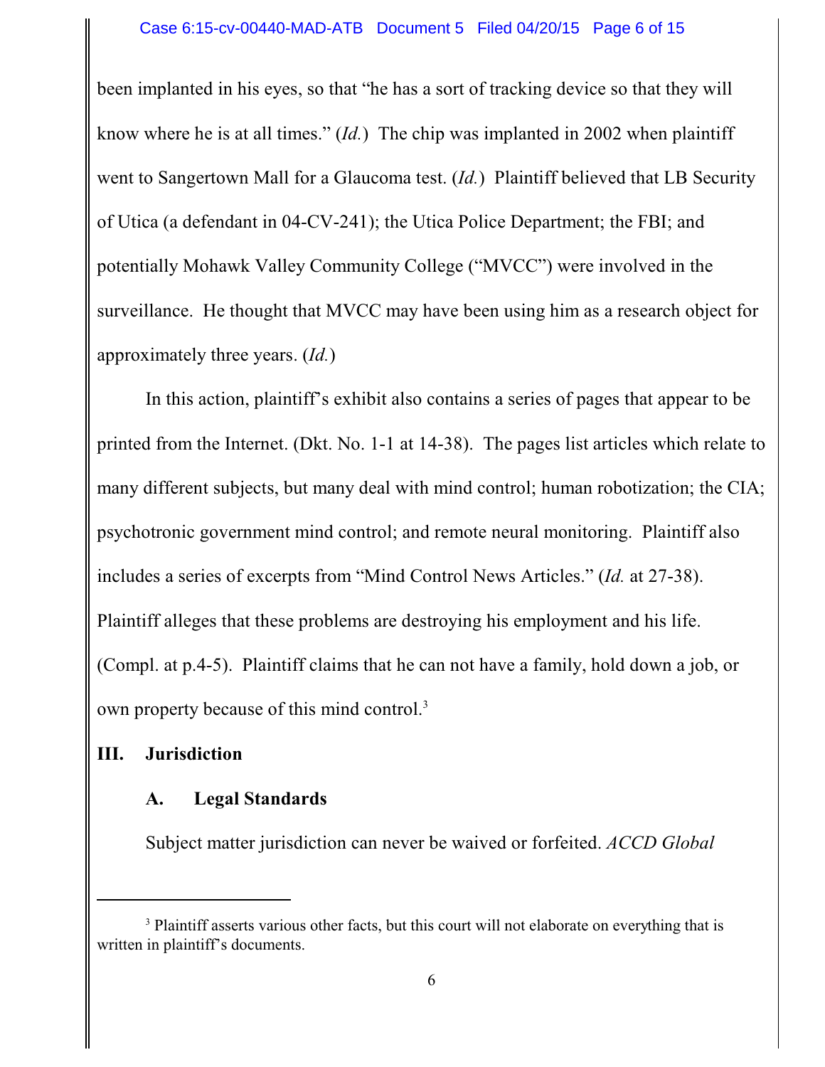been implanted in his eyes, so that "he has a sort of tracking device so that they will know where he is at all times." (*Id.*) The chip was implanted in 2002 when plaintiff went to Sangertown Mall for a Glaucoma test. (*Id.*) Plaintiff believed that LB Security of Utica (a defendant in 04-CV-241); the Utica Police Department; the FBI; and potentially Mohawk Valley Community College ("MVCC") were involved in the surveillance. He thought that MVCC may have been using him as a research object for approximately three years. (*Id.*)

In this action, plaintiff's exhibit also contains a series of pages that appear to be printed from the Internet. (Dkt. No. 1-1 at 14-38). The pages list articles which relate to many different subjects, but many deal with mind control; human robotization; the CIA; psychotronic government mind control; and remote neural monitoring. Plaintiff also includes a series of excerpts from "Mind Control News Articles." (*Id.* at 27-38). Plaintiff alleges that these problems are destroying his employment and his life. (Compl. at p.4-5). Plaintiff claims that he can not have a family, hold down a job, or own property because of this mind control.[3]

## III. Jurisdiction

### A. Legal Standards

Subject matter jurisdiction can never be waived or forfeited. *ACCD Global*

---

[3] Plaintiff asserts various other facts, but this court will not elaborate on everything that is written in plaintiff's documents.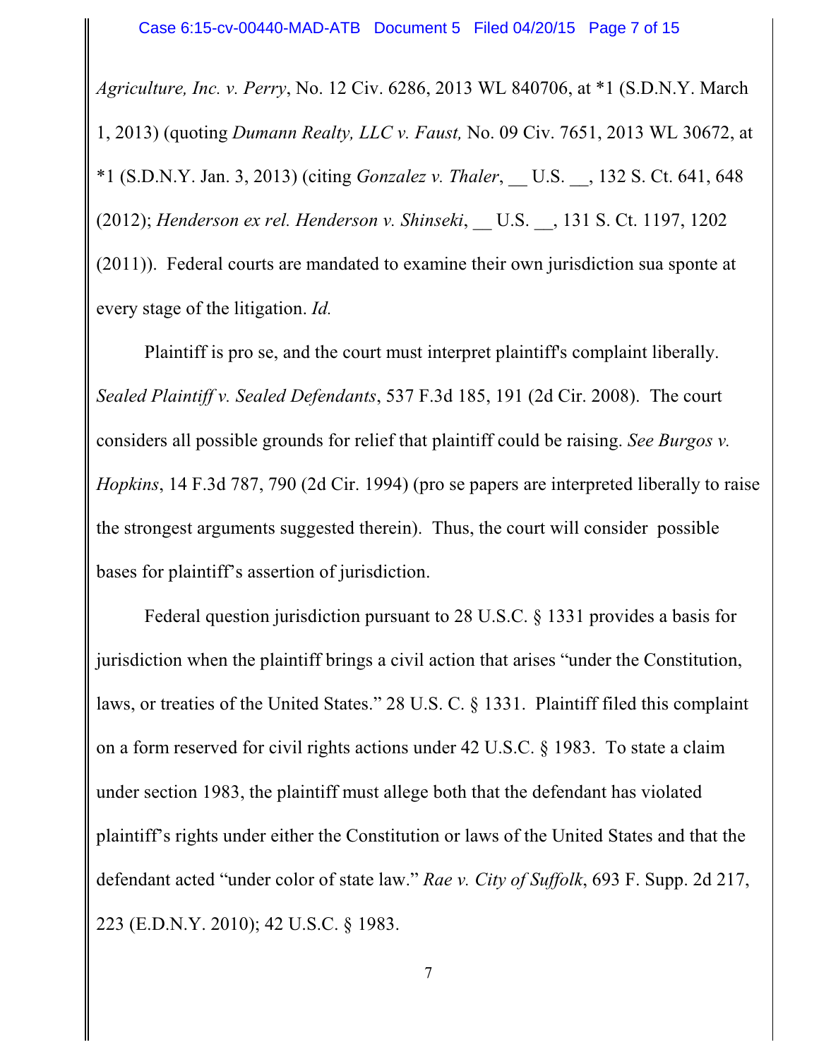*Agriculture, Inc. v. Perry*, No. 12 Civ. 6286, 2013 WL 840706, at *1 (S.D.N.Y. March 1, 2013) (quoting *Dumann Realty, LLC v. Faust,* No. 09 Civ. 7651, 2013 WL 30672, at *1 (S.D.N.Y. Jan. 3, 2013) (citing *Gonzalez v. Thaler*, __ U.S. __, 132 S. Ct. 641, 648 (2012); *Henderson ex rel. Henderson v. Shinseki*, __ U.S. __, 131 S. Ct. 1197, 1202 (2011)). Federal courts are mandated to examine their own jurisdiction sua sponte at every stage of the litigation. *Id.*

Plaintiff is pro se, and the court must interpret plaintiff's complaint liberally. *Sealed Plaintiff v. Sealed Defendants*, 537 F.3d 185, 191 (2d Cir. 2008). The court considers all possible grounds for relief that plaintiff could be raising. *See Burgos v. Hopkins*, 14 F.3d 787, 790 (2d Cir. 1994) (pro se papers are interpreted liberally to raise the strongest arguments suggested therein). Thus, the court will consider possible bases for plaintiff's assertion of jurisdiction.

Federal question jurisdiction pursuant to 28 U.S.C. § 1331 provides a basis for jurisdiction when the plaintiff brings a civil action that arises "under the Constitution, laws, or treaties of the United States." 28 U.S. C. § 1331. Plaintiff filed this complaint on a form reserved for civil rights actions under 42 U.S.C. § 1983. To state a claim under section 1983, the plaintiff must allege both that the defendant has violated plaintiff's rights under either the Constitution or laws of the United States and that the defendant acted "under color of state law." *Rae v. City of Suffolk*, 693 F. Supp. 2d 217, 223 (E.D.N.Y. 2010); 42 U.S.C. § 1983.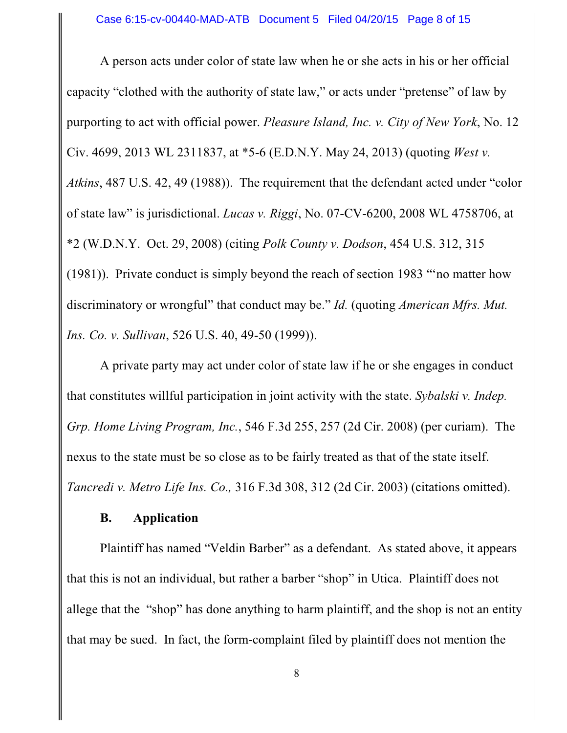A person acts under color of state law when he or she acts in his or her official capacity "clothed with the authority of state law," or acts under "pretense" of law by purporting to act with official power. *Pleasure Island, Inc. v. City of New York*, No. 12 Civ. 4699, 2013 WL 2311837, at *5-6 (E.D.N.Y. May 24, 2013) (quoting *West v. Atkins*, 487 U.S. 42, 49 (1988)). The requirement that the defendant acted under "color of state law" is jurisdictional. *Lucas v. Riggi*, No. 07-CV-6200, 2008 WL 4758706, at *2 (W.D.N.Y. Oct. 29, 2008) (citing *Polk County v. Dodson*, 454 U.S. 312, 315 (1981)). Private conduct is simply beyond the reach of section 1983 "'no matter how discriminatory or wrongful" that conduct may be." *Id.* (quoting *American Mfrs. Mut. Ins. Co. v. Sullivan*, 526 U.S. 40, 49-50 (1999)).

A private party may act under color of state law if he or she engages in conduct that constitutes willful participation in joint activity with the state. *Sybalski v. Indep. Grp. Home Living Program, Inc.*, 546 F.3d 255, 257 (2d Cir. 2008) (per curiam). The nexus to the state must be so close as to be fairly treated as that of the state itself. *Tancredi v. Metro Life Ins. Co.,* 316 F.3d 308, 312 (2d Cir. 2003) (citations omitted).

**B. Application**

Plaintiff has named "Veldin Barber" as a defendant. As stated above, it appears that this is not an individual, but rather a barber "shop" in Utica. Plaintiff does not allege that the "shop" has done anything to harm plaintiff, and the shop is not an entity that may be sued. In fact, the form-complaint filed by plaintiff does not mention the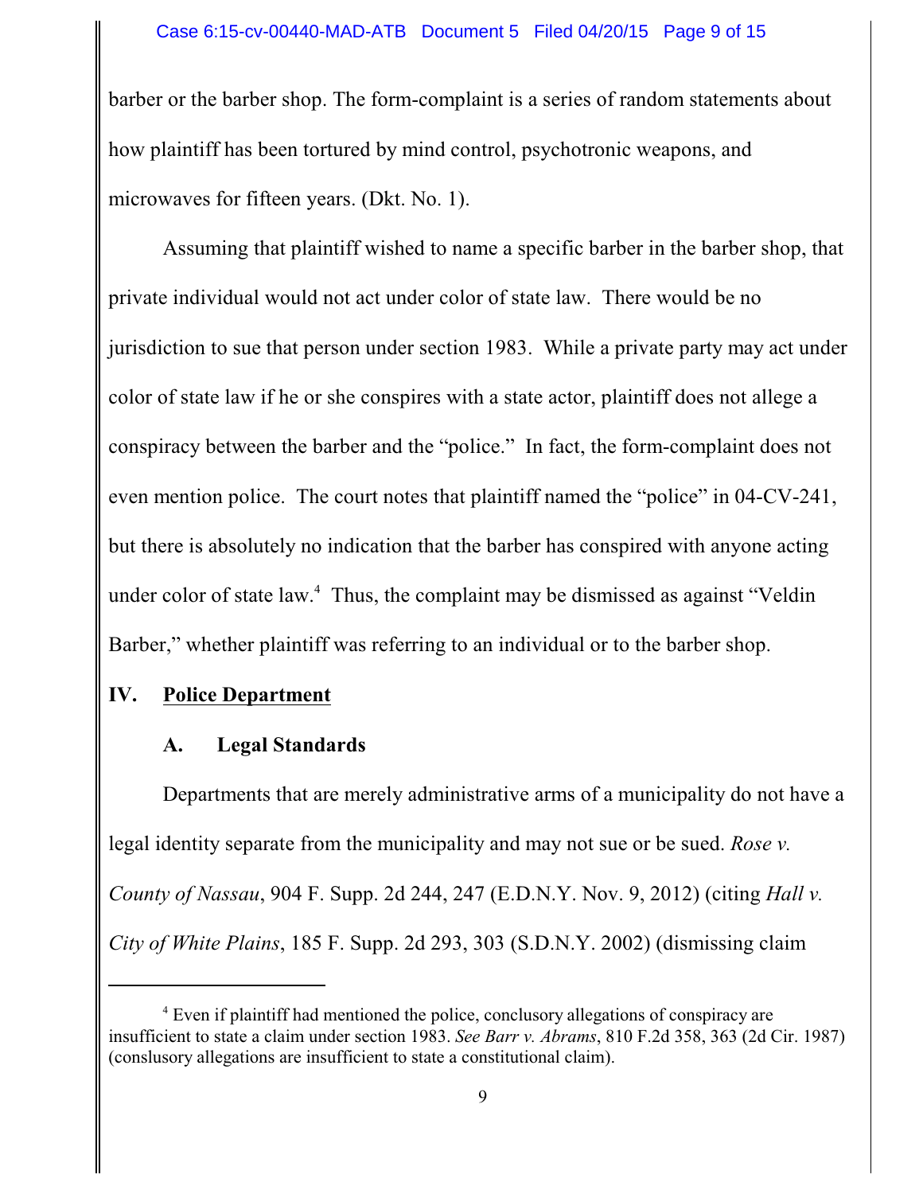barber or the barber shop. The form-complaint is a series of random statements about how plaintiff has been tortured by mind control, psychotronic weapons, and microwaves for fifteen years. (Dkt. No. 1).

Assuming that plaintiff wished to name a specific barber in the barber shop, that private individual would not act under color of state law. There would be no jurisdiction to sue that person under section 1983. While a private party may act under color of state law if he or she conspires with a state actor, plaintiff does not allege a conspiracy between the barber and the "police." In fact, the form-complaint does not even mention police. The court notes that plaintiff named the "police" in 04-CV-241, but there is absolutely no indication that the barber has conspired with anyone acting under color of state law.[4] Thus, the complaint may be dismissed as against "Veldin Barber," whether plaintiff was referring to an individual or to the barber shop.

## IV. Police Department

### A. Legal Standards

Departments that are merely administrative arms of a municipality do not have a legal identity separate from the municipality and may not sue or be sued. *Rose v. County of Nassau*, 904 F. Supp. 2d 244, 247 (E.D.N.Y. Nov. 9, 2012) (citing *Hall v. City of White Plains*, 185 F. Supp. 2d 293, 303 (S.D.N.Y. 2002) (dismissing claim

---

[4] Even if plaintiff had mentioned the police, conclusory allegations of conspiracy are insufficient to state a claim under section 1983. *See Barr v. Abrams*, 810 F.2d 358, 363 (2d Cir. 1987) (conslusory allegations are insufficient to state a constitutional claim).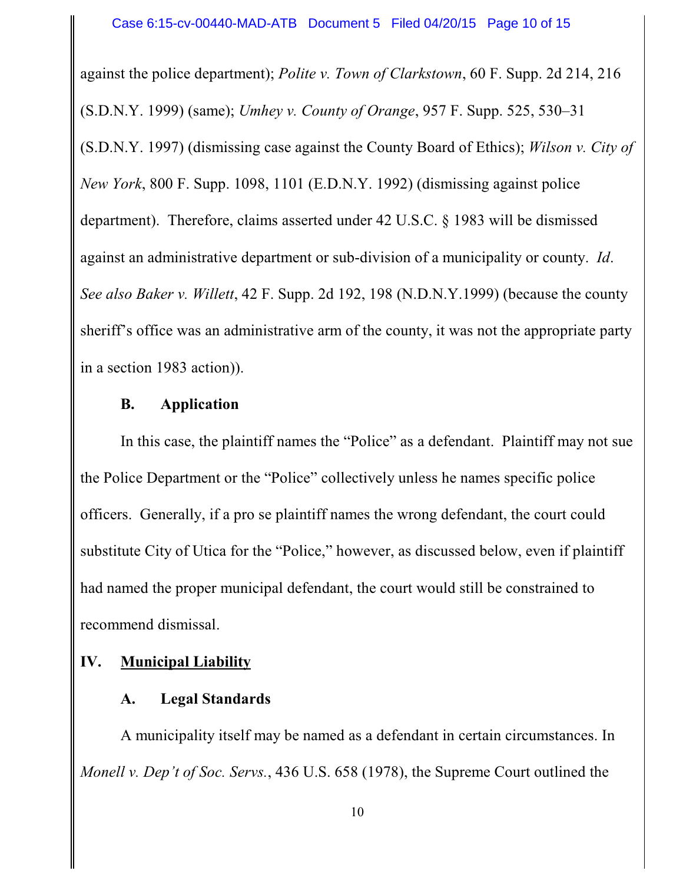against the police department); *Polite v. Town of Clarkstown*, 60 F. Supp. 2d 214, 216 (S.D.N.Y. 1999) (same); *Umhey v. County of Orange*, 957 F. Supp. 525, 530–31 (S.D.N.Y. 1997) (dismissing case against the County Board of Ethics); *Wilson v. City of New York*, 800 F. Supp. 1098, 1101 (E.D.N.Y. 1992) (dismissing against police department). Therefore, claims asserted under 42 U.S.C. § 1983 will be dismissed against an administrative department or sub-division of a municipality or county. *Id*. *See also Baker v. Willett*, 42 F. Supp. 2d 192, 198 (N.D.N.Y.1999) (because the county sheriff's office was an administrative arm of the county, it was not the appropriate party in a section 1983 action)).

### B. Application

In this case, the plaintiff names the "Police" as a defendant. Plaintiff may not sue the Police Department or the "Police" collectively unless he names specific police officers. Generally, if a pro se plaintiff names the wrong defendant, the court could substitute City of Utica for the "Police," however, as discussed below, even if plaintiff had named the proper municipal defendant, the court would still be constrained to recommend dismissal.

## IV. Municipal Liability

### A. Legal Standards

A municipality itself may be named as a defendant in certain circumstances. In *Monell v. Dep't of Soc. Servs.*, 436 U.S. 658 (1978), the Supreme Court outlined the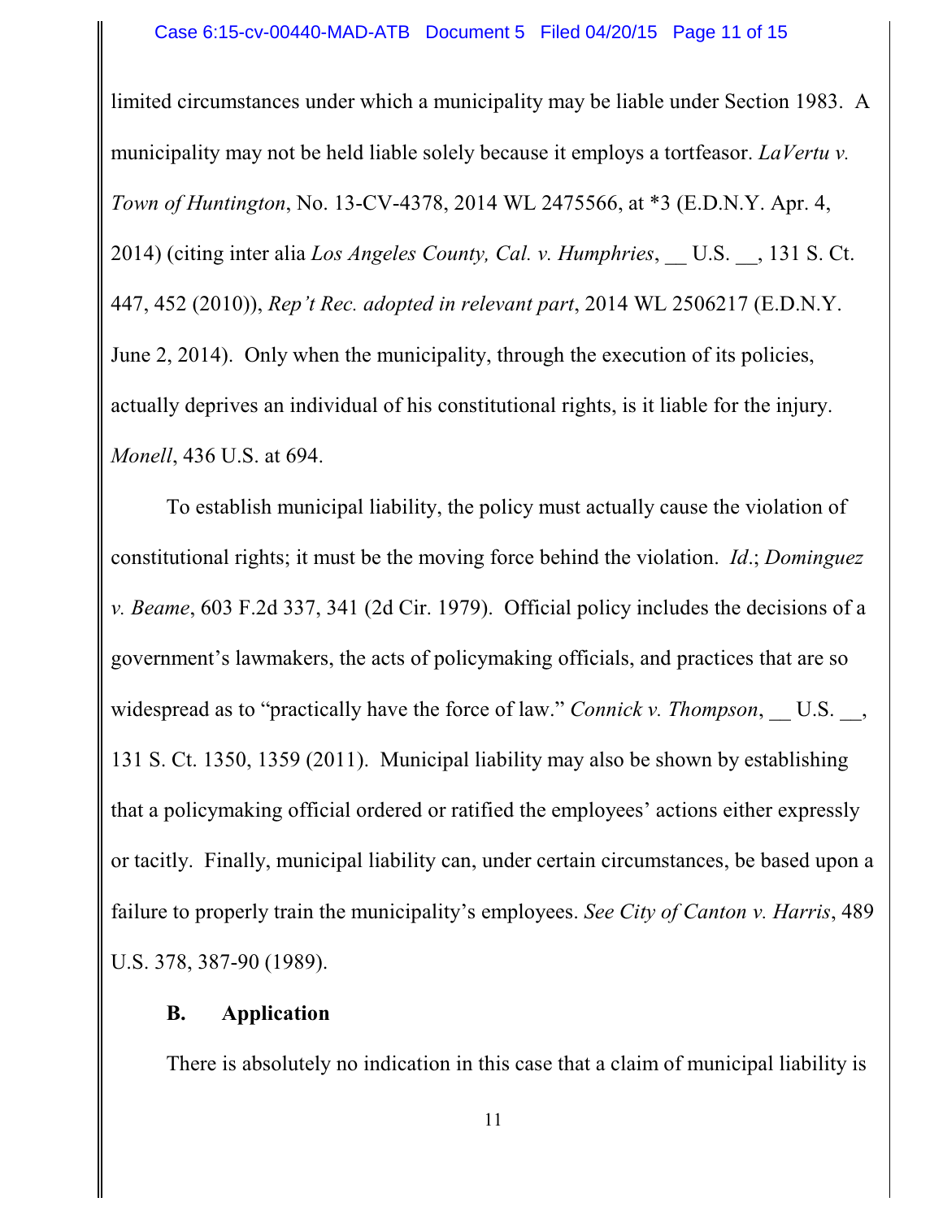limited circumstances under which a municipality may be liable under Section 1983. A municipality may not be held liable solely because it employs a tortfeasor. *LaVertu v. Town of Huntington*, No. 13-CV-4378, 2014 WL 2475566, at *3 (E.D.N.Y. Apr. 4, 2014) (citing inter alia *Los Angeles County, Cal. v. Humphries*, __ U.S. __, 131 S. Ct. 447, 452 (2010)), *Rep't Rec. adopted in relevant part*, 2014 WL 2506217 (E.D.N.Y. June 2, 2014). Only when the municipality, through the execution of its policies, actually deprives an individual of his constitutional rights, is it liable for the injury. *Monell*, 436 U.S. at 694.

To establish municipal liability, the policy must actually cause the violation of constitutional rights; it must be the moving force behind the violation. *Id*.; *Dominguez v. Beame*, 603 F.2d 337, 341 (2d Cir. 1979). Official policy includes the decisions of a government's lawmakers, the acts of policymaking officials, and practices that are so widespread as to "practically have the force of law." *Connick v. Thompson*, __ U.S. __, 131 S. Ct. 1350, 1359 (2011). Municipal liability may also be shown by establishing that a policymaking official ordered or ratified the employees' actions either expressly or tacitly. Finally, municipal liability can, under certain circumstances, be based upon a failure to properly train the municipality's employees. *See City of Canton v. Harris*, 489 U.S. 378, 387-90 (1989).

**B. Application**

There is absolutely no indication in this case that a claim of municipal liability is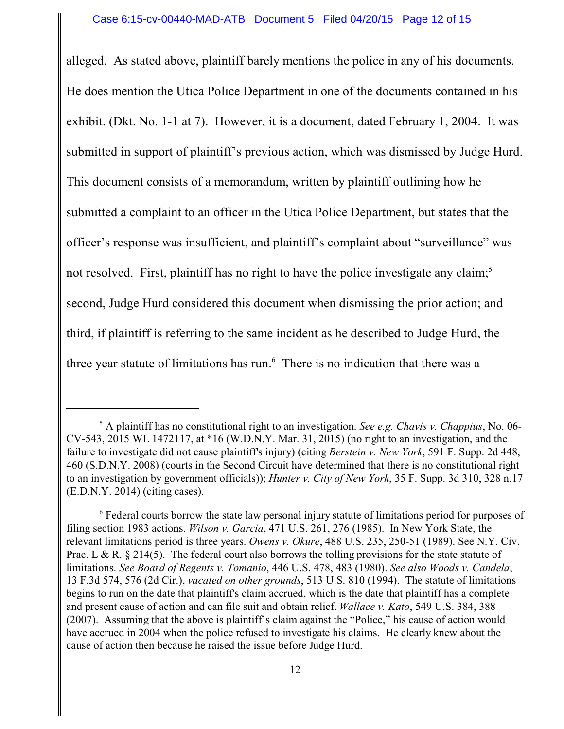alleged. As stated above, plaintiff barely mentions the police in any of his documents. He does mention the Utica Police Department in one of the documents contained in his exhibit. (Dkt. No. 1-1 at 7). However, it is a document, dated February 1, 2004. It was submitted in support of plaintiff's previous action, which was dismissed by Judge Hurd. This document consists of a memorandum, written by plaintiff outlining how he submitted a complaint to an officer in the Utica Police Department, but states that the officer's response was insufficient, and plaintiff's complaint about "surveillance" was not resolved. First, plaintiff has no right to have the police investigate any claim;[5] second, Judge Hurd considered this document when dismissing the prior action; and third, if plaintiff is referring to the same incident as he described to Judge Hurd, the three year statute of limitations has run.[6] There is no indication that there was a

---

[5] A plaintiff has no constitutional right to an investigation. *See e.g. Chavis v. Chappius*, No. 06-CV-543, 2015 WL 1472117, at *16 (W.D.N.Y. Mar. 31, 2015) (no right to an investigation, and the failure to investigate did not cause plaintiff's injury) (citing *Berstein v. New York*, 591 F. Supp. 2d 448, 460 (S.D.N.Y. 2008) (courts in the Second Circuit have determined that there is no constitutional right to an investigation by government officials)); *Hunter v. City of New York*, 35 F. Supp. 3d 310, 328 n.17 (E.D.N.Y. 2014) (citing cases).

[6] Federal courts borrow the state law personal injury statute of limitations period for purposes of filing section 1983 actions. *Wilson v. Garcia*, 471 U.S. 261, 276 (1985). In New York State, the relevant limitations period is three years. *Owens v. Okure*, 488 U.S. 235, 250-51 (1989). See N.Y. Civ. Prac. L & R. § 214(5). The federal court also borrows the tolling provisions for the state statute of limitations. *See Board of Regents v. Tomanio*, 446 U.S. 478, 483 (1980). *See also Woods v. Candela*, 13 F.3d 574, 576 (2d Cir.), *vacated on other grounds*, 513 U.S. 810 (1994). The statute of limitations begins to run on the date that plaintiff's claim accrued, which is the date that plaintiff has a complete and present cause of action and can file suit and obtain relief. *Wallace v. Kato*, 549 U.S. 384, 388 (2007). Assuming that the above is plaintiff's claim against the "Police," his cause of action would have accrued in 2004 when the police refused to investigate his claims. He clearly knew about the cause of action then because he raised the issue before Judge Hurd.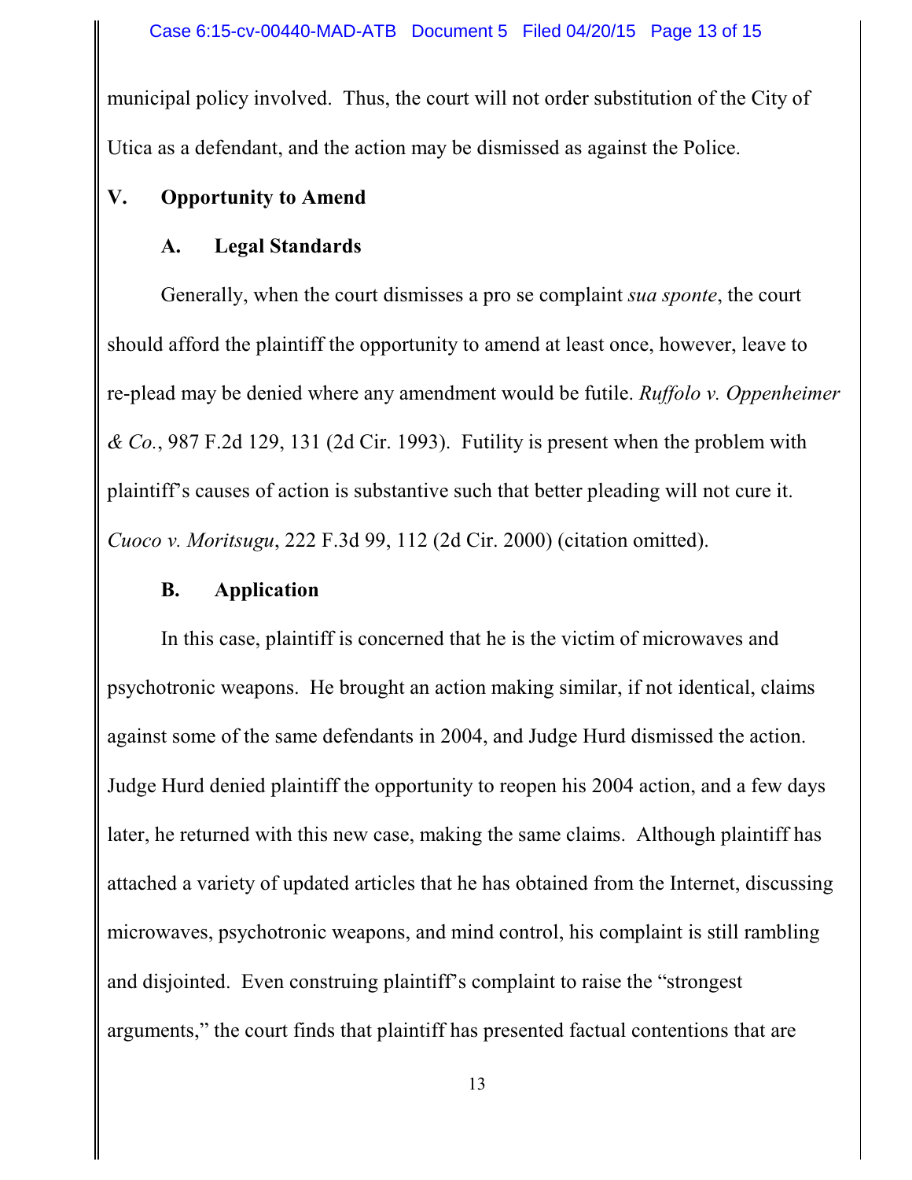municipal policy involved. Thus, the court will not order substitution of the City of Utica as a defendant, and the action may be dismissed as against the Police.

## V. Opportunity to Amend

### A. Legal Standards

Generally, when the court dismisses a pro se complaint *sua sponte*, the court should afford the plaintiff the opportunity to amend at least once, however, leave to re-plead may be denied where any amendment would be futile. *Ruffolo v. Oppenheimer & Co.*, 987 F.2d 129, 131 (2d Cir. 1993). Futility is present when the problem with plaintiff's causes of action is substantive such that better pleading will not cure it. *Cuoco v. Moritsugu*, 222 F.3d 99, 112 (2d Cir. 2000) (citation omitted).

### B. Application

In this case, plaintiff is concerned that he is the victim of microwaves and psychotronic weapons. He brought an action making similar, if not identical, claims against some of the same defendants in 2004, and Judge Hurd dismissed the action. Judge Hurd denied plaintiff the opportunity to reopen his 2004 action, and a few days later, he returned with this new case, making the same claims. Although plaintiff has attached a variety of updated articles that he has obtained from the Internet, discussing microwaves, psychotronic weapons, and mind control, his complaint is still rambling and disjointed. Even construing plaintiff's complaint to raise the "strongest arguments," the court finds that plaintiff has presented factual contentions that are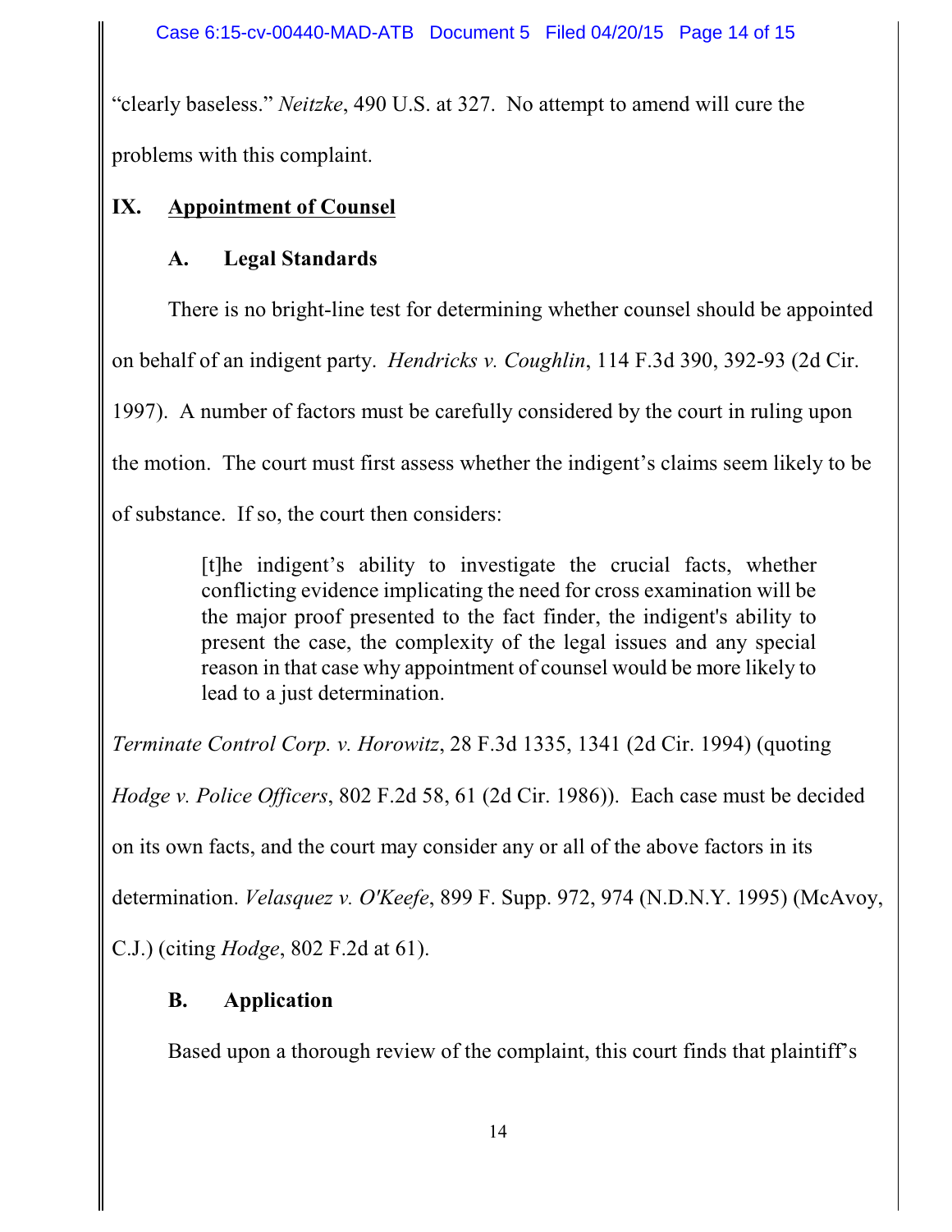"clearly baseless." *Neitzke*, 490 U.S. at 327. No attempt to amend will cure the problems with this complaint.

## IX. Appointment of Counsel

### A. Legal Standards

There is no bright-line test for determining whether counsel should be appointed on behalf of an indigent party. *Hendricks v. Coughlin*, 114 F.3d 390, 392-93 (2d Cir. 1997). A number of factors must be carefully considered by the court in ruling upon the motion. The court must first assess whether the indigent's claims seem likely to be of substance. If so, the court then considers:

> [t]he indigent's ability to investigate the crucial facts, whether conflicting evidence implicating the need for cross examination will be the major proof presented to the fact finder, the indigent's ability to present the case, the complexity of the legal issues and any special reason in that case why appointment of counsel would be more likely to lead to a just determination.

*Terminate Control Corp. v. Horowitz*, 28 F.3d 1335, 1341 (2d Cir. 1994) (quoting *Hodge v. Police Officers*, 802 F.2d 58, 61 (2d Cir. 1986)). Each case must be decided on its own facts, and the court may consider any or all of the above factors in its determination. *Velasquez v. O'Keefe*, 899 F. Supp. 972, 974 (N.D.N.Y. 1995) (McAvoy, C.J.) (citing *Hodge*, 802 F.2d at 61).

### B. Application

Based upon a thorough review of the complaint, this court finds that plaintiff's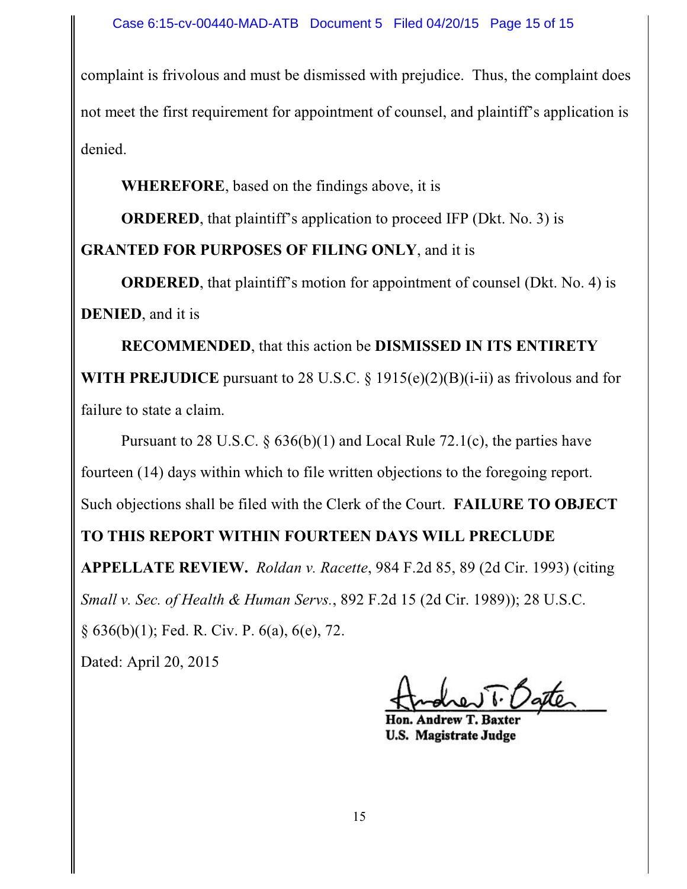complaint is frivolous and must be dismissed with prejudice. Thus, the complaint does not meet the first requirement for appointment of counsel, and plaintiff's application is denied.

**WHEREFORE**, based on the findings above, it is

**ORDERED**, that plaintiff's application to proceed IFP (Dkt. No. 3) is **GRANTED FOR PURPOSES OF FILING ONLY**, and it is

**ORDERED**, that plaintiff's motion for appointment of counsel (Dkt. No. 4) is **DENIED**, and it is

**RECOMMENDED**, that this action be **DISMISSED IN ITS ENTIRETY WITH PREJUDICE** pursuant to 28 U.S.C. § 1915(e)(2)(B)(i-ii) as frivolous and for failure to state a claim.

Pursuant to 28 U.S.C. § 636(b)(1) and Local Rule 72.1(c), the parties have fourteen (14) days within which to file written objections to the foregoing report. Such objections shall be filed with the Clerk of the Court. **FAILURE TO OBJECT TO THIS REPORT WITHIN FOURTEEN DAYS WILL PRECLUDE APPELLATE REVIEW.** *Roldan v. Racette*, 984 F.2d 85, 89 (2d Cir. 1993) (citing *Small v. Sec. of Health & Human Servs.*, 892 F.2d 15 (2d Cir. 1989)); 28 U.S.C. § 636(b)(1); Fed. R. Civ. P. 6(a), 6(e), 72.

Dated: April 20, 2015

Hon. Andrew T. Baxter
U.S. Magistrate Judge